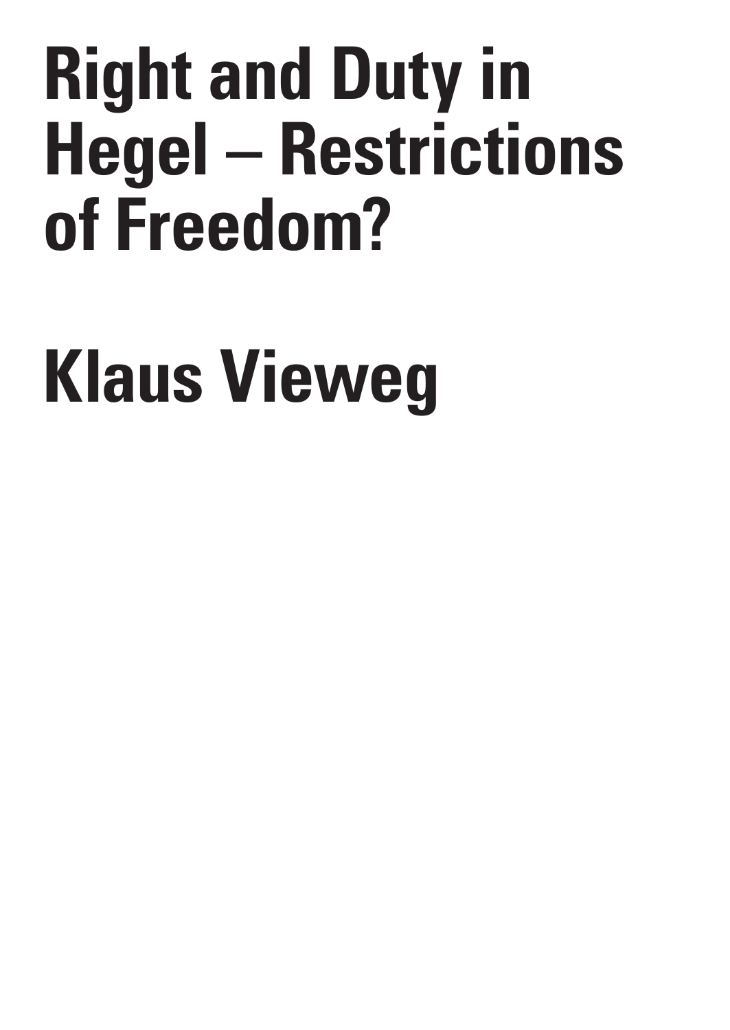# Right and Duty in Hegel – Restrictions of Freedom?

# Klaus Vieweg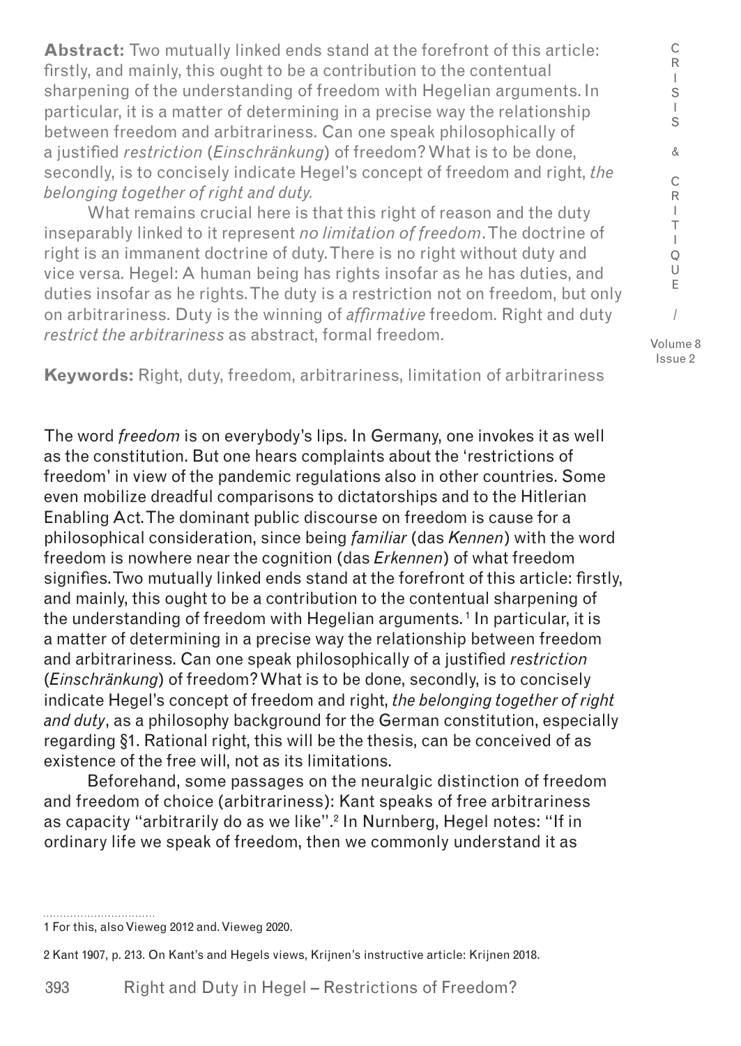**Abstract:** Two mutually linked ends stand at the forefront of this article: firstly, and mainly, this ought to be a contribution to the contentual sharpening of the understanding of freedom with Hegelian arguments. In particular, it is a matter of determining in a precise way the relationship between freedom and arbitrariness. Can one speak philosophically of a justified *restriction* (*Einschränkung*) of freedom? What is to be done, secondly, is to concisely indicate Hegel's concept of freedom and right, *the belonging together of right and duty.*

What remains crucial here is that this right of reason and the duty inseparably linked to it represent *no limitation of freedom*. The doctrine of right is an immanent doctrine of duty. There is no right without duty and vice versa. Hegel: A human being has rights insofar as he has duties, and duties insofar as he rights. The duty is a restriction not on freedom, but only on arbitrariness. Duty is the winning of *affirmative* freedom. Right and duty *restrict the arbitrariness* as abstract, formal freedom.

**Keywords:** Right, duty, freedom, arbitrariness, limitation of arbitrariness

The word *freedom* is on everybody's lips. In Germany, one invokes it as well as the constitution. But one hears complaints about the 'restrictions of freedom' in view of the pandemic regulations also in other countries. Some even mobilize dreadful comparisons to dictatorships and to the Hitlerian Enabling Act. The dominant public discourse on freedom is cause for a philosophical consideration, since being *familiar* (das *Kennen*) with the word freedom is nowhere near the cognition (das *Erkennen*) of what freedom signifies. Two mutually linked ends stand at the forefront of this article: firstly, and mainly, this ought to be a contribution to the contentual sharpening of the understanding of freedom with Hegelian arguments.[1] In particular, it is a matter of determining in a precise way the relationship between freedom and arbitrariness. Can one speak philosophically of a justified *restriction* (*Einschränkung*) of freedom? What is to be done, secondly, is to concisely indicate Hegel's concept of freedom and right, *the belonging together of right and duty*, as a philosophy background for the German constitution, especially regarding §1. Rational right, this will be the thesis, can be conceived of as existence of the free will, not as its limitations.

Beforehand, some passages on the neuralgic distinction of freedom and freedom of choice (arbitrariness): Kant speaks of free arbitrariness as capacity "arbitrarily do as we like".[2] In Nurnberg, Hegel notes: "If in ordinary life we speak of freedom, then we commonly understand it as

1 For this, also Vieweg 2012 and. Vieweg 2020.

2 Kant 1907, p. 213. On Kant's and Hegels views, Krijnen's instructive article: Krijnen 2018.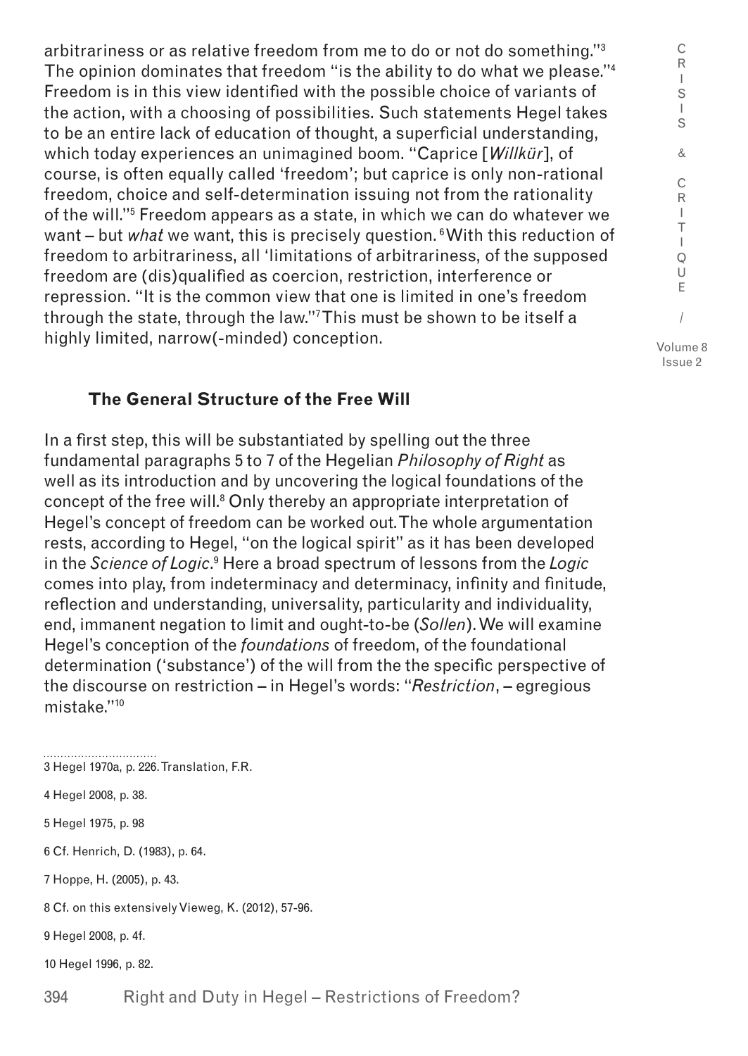arbitrariness or as relative freedom from me to do or not do something."[3] The opinion dominates that freedom "is the ability to do what we please."[4] Freedom is in this view identified with the possible choice of variants of the action, with a choosing of possibilities. Such statements Hegel takes to be an entire lack of education of thought, a superficial understanding, which today experiences an unimagined boom. "Caprice [*Willkür*], of course, is often equally called 'freedom'; but caprice is only non-rational freedom, choice and self-determination issuing not from the rationality of the will."[5] Freedom appears as a state, in which we can do whatever we want – but *what* we want, this is precisely question.[6] With this reduction of freedom to arbitrariness, all 'limitations of arbitrariness, of the supposed freedom are (dis)qualified as coercion, restriction, interference or repression. "It is the common view that one is limited in one's freedom through the state, through the law."[7] This must be shown to be itself a highly limited, narrow(-minded) conception.

## The General Structure of the Free Will

In a first step, this will be substantiated by spelling out the three fundamental paragraphs 5 to 7 of the Hegelian *Philosophy of Right* as well as its introduction and by uncovering the logical foundations of the concept of the free will.[8] Only thereby an appropriate interpretation of Hegel's concept of freedom can be worked out. The whole argumentation rests, according to Hegel, "on the logical spirit" as it has been developed in the *Science of Logic*.[9] Here a broad spectrum of lessons from the *Logic* comes into play, from indeterminacy and determinacy, infinity and finitude, reflection and understanding, universality, particularity and individuality, end, immanent negation to limit and ought-to-be (*Sollen*). We will examine Hegel's conception of the *foundations* of freedom, of the foundational determination ('substance') of the will from the the specific perspective of the discourse on restriction – in Hegel's words: "*Restriction*, – egregious mistake."[10]

3 Hegel 1970a, p. 226. Translation, F.R.

4 Hegel 2008, p. 38.

5 Hegel 1975, p. 98

6 Cf. Henrich, D. (1983), p. 64.

7 Hoppe, H. (2005), p. 43.

8 Cf. on this extensively Vieweg, K. (2012), 57-96.

9 Hegel 2008, p. 4f.

10 Hegel 1996, p. 82.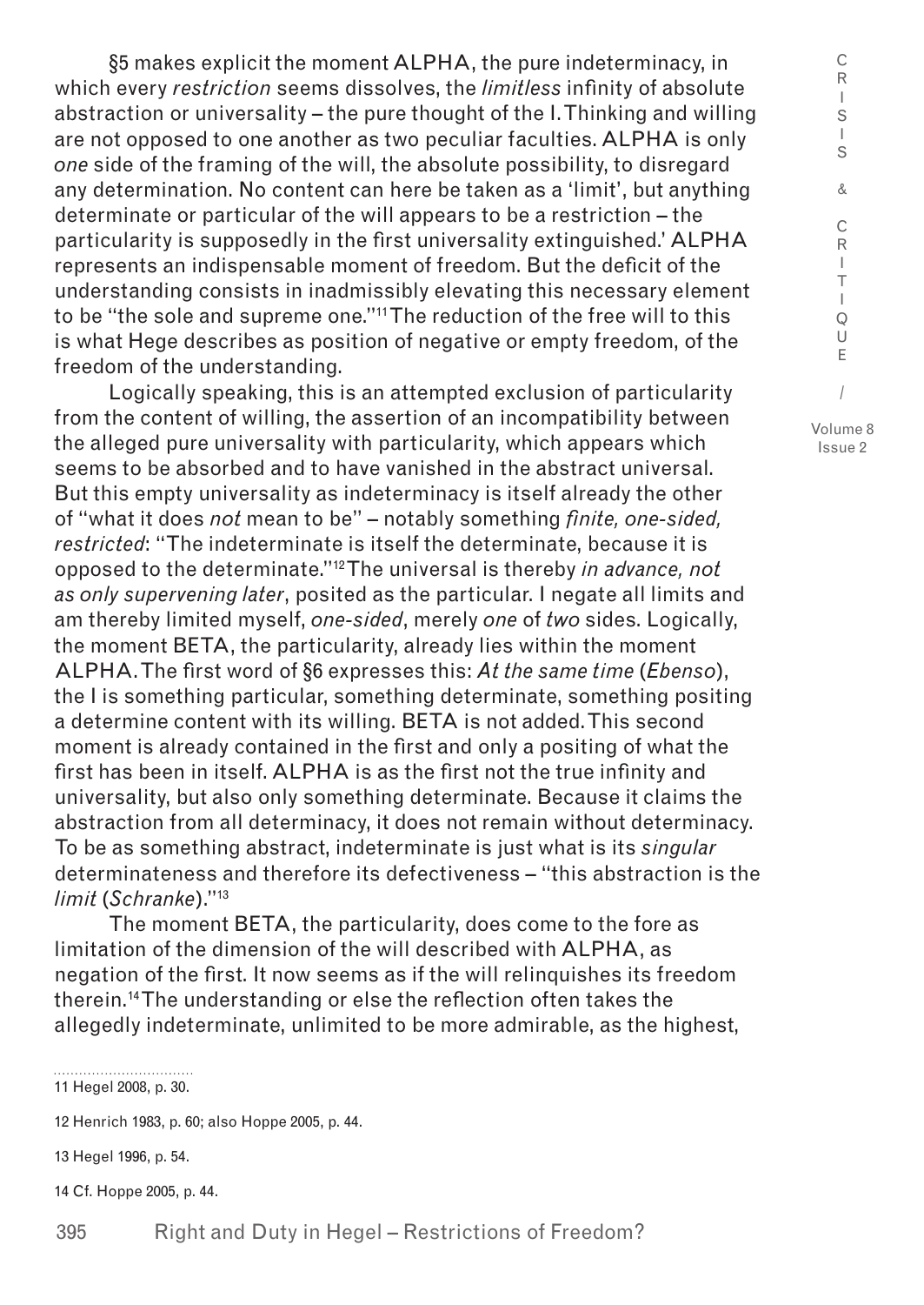§5 makes explicit the moment ALPHA, the pure indeterminacy, in which every *restriction* seems dissolves, the *limitless* infinity of absolute abstraction or universality – the pure thought of the I. Thinking and willing are not opposed to one another as two peculiar faculties. ALPHA is only *one* side of the framing of the will, the absolute possibility, to disregard any determination. No content can here be taken as a 'limit', but anything determinate or particular of the will appears to be a restriction – the particularity is supposedly in the first universality extinguished.' ALPHA represents an indispensable moment of freedom. But the deficit of the understanding consists in inadmissibly elevating this necessary element to be "the sole and supreme one."[11] The reduction of the free will to this is what Hege describes as position of negative or empty freedom, of the freedom of the understanding.

Logically speaking, this is an attempted exclusion of particularity from the content of willing, the assertion of an incompatibility between the alleged pure universality with particularity, which appears which seems to be absorbed and to have vanished in the abstract universal. But this empty universality as indeterminacy is itself already the other of "what it does *not* mean to be" – notably something *finite, one-sided, restricted*: "The indeterminate is itself the determinate, because it is opposed to the determinate."[12] The universal is thereby *in advance, not as only supervening later*, posited as the particular. I negate all limits and am thereby limited myself, *one-sided*, merely *one* of *two* sides. Logically, the moment BETA, the particularity, already lies within the moment ALPHA. The first word of §6 expresses this: *At the same time* (*Ebenso*), the I is something particular, something determinate, something positing a determine content with its willing. BETA is not added. This second moment is already contained in the first and only a positing of what the first has been in itself. ALPHA is as the first not the true infinity and universality, but also only something determinate. Because it claims the abstraction from all determinacy, it does not remain without determinacy. To be as something abstract, indeterminate is just what is its *singular* determinateness and therefore its defectiveness – "this abstraction is the *limit* (*Schranke*)."[13]

The moment BETA, the particularity, does come to the fore as limitation of the dimension of the will described with ALPHA, as negation of the first. It now seems as if the will relinquishes its freedom therein.[14] The understanding or else the reflection often takes the allegedly indeterminate, unlimited to be more admirable, as the highest,

11 Hegel 2008, p. 30.

12 Henrich 1983, p. 60; also Hoppe 2005, p. 44.

13 Hegel 1996, p. 54.

14 Cf. Hoppe 2005, p. 44.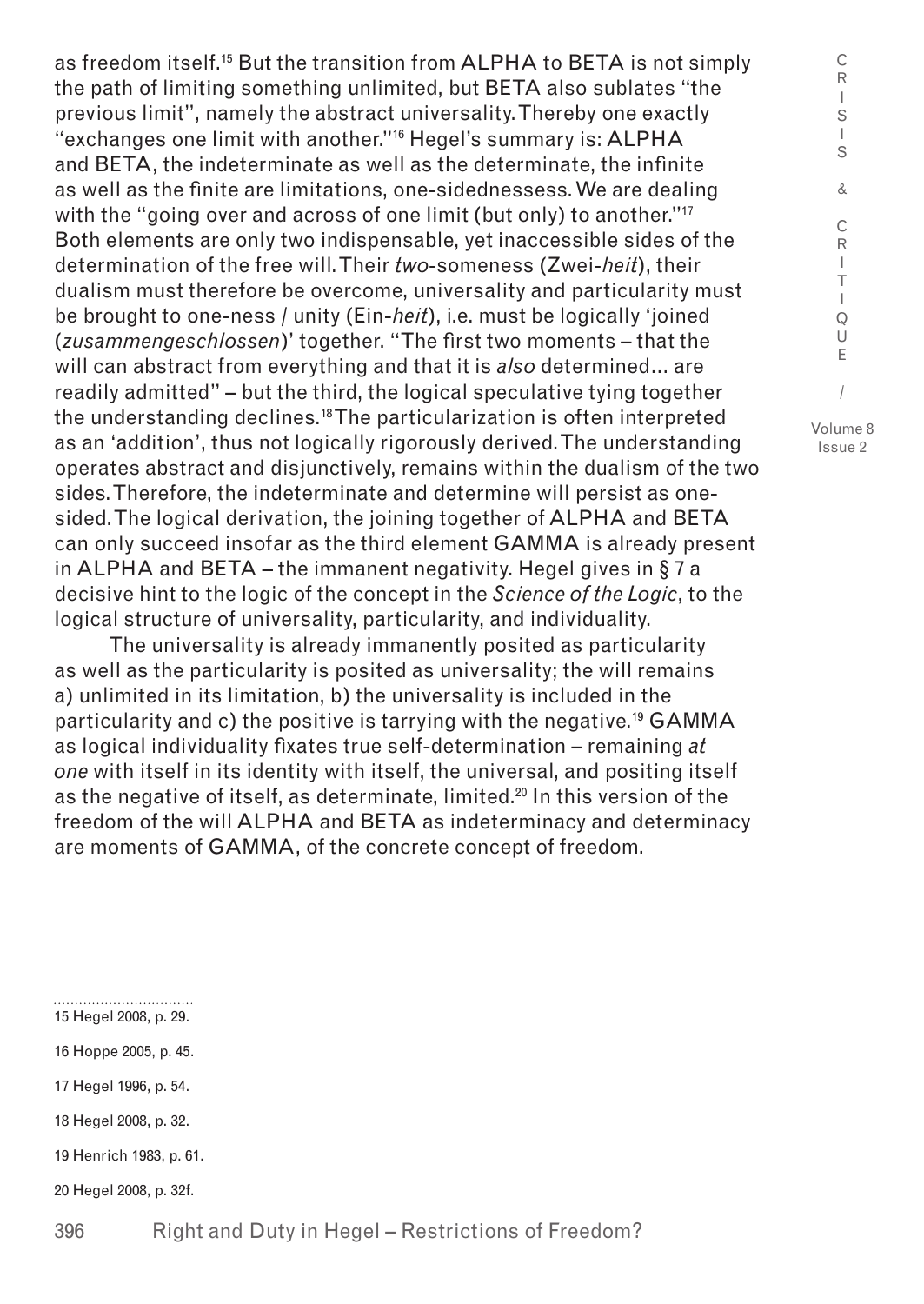as freedom itself.[15] But the transition from ALPHA to BETA is not simply the path of limiting something unlimited, but BETA also sublates "the previous limit", namely the abstract universality. Thereby one exactly "exchanges one limit with another."[16] Hegel's summary is: ALPHA and BETA, the indeterminate as well as the determinate, the infinite as well as the finite are limitations, one-sidednessess. We are dealing with the "going over and across of one limit (but only) to another."[17] Both elements are only two indispensable, yet inaccessible sides of the determination of the free will. Their *two*-someness (Zwei-*heit*), their dualism must therefore be overcome, universality and particularity must be brought to one-ness / unity (Ein-*heit*), i.e. must be logically 'joined (*zusammengeschlossen*)' together. "The first two moments – that the will can abstract from everything and that it is *also* determined… are readily admitted" – but the third, the logical speculative tying together the understanding declines.[18] The particularization is often interpreted as an 'addition', thus not logically rigorously derived. The understanding operates abstract and disjunctively, remains within the dualism of the two sides. Therefore, the indeterminate and determine will persist as one-sided. The logical derivation, the joining together of ALPHA and BETA can only succeed insofar as the third element GAMMA is already present in ALPHA and BETA – the immanent negativity. Hegel gives in § 7 a decisive hint to the logic of the concept in the *Science of the Logic*, to the logical structure of universality, particularity, and individuality.

The universality is already immanently posited as particularity as well as the particularity is posited as universality; the will remains a) unlimited in its limitation, b) the universality is included in the particularity and c) the positive is tarrying with the negative.[19] GAMMA as logical individuality fixates true self-determination – remaining *at one* with itself in its identity with itself, the universal, and positing itself as the negative of itself, as determinate, limited.[20] In this version of the freedom of the will ALPHA and BETA as indeterminacy and determinacy are moments of GAMMA, of the concrete concept of freedom.

15 Hegel 2008, p. 29.

16 Hoppe 2005, p. 45.

17 Hegel 1996, p. 54.

18 Hegel 2008, p. 32.

19 Henrich 1983, p. 61.

20 Hegel 2008, p. 32f.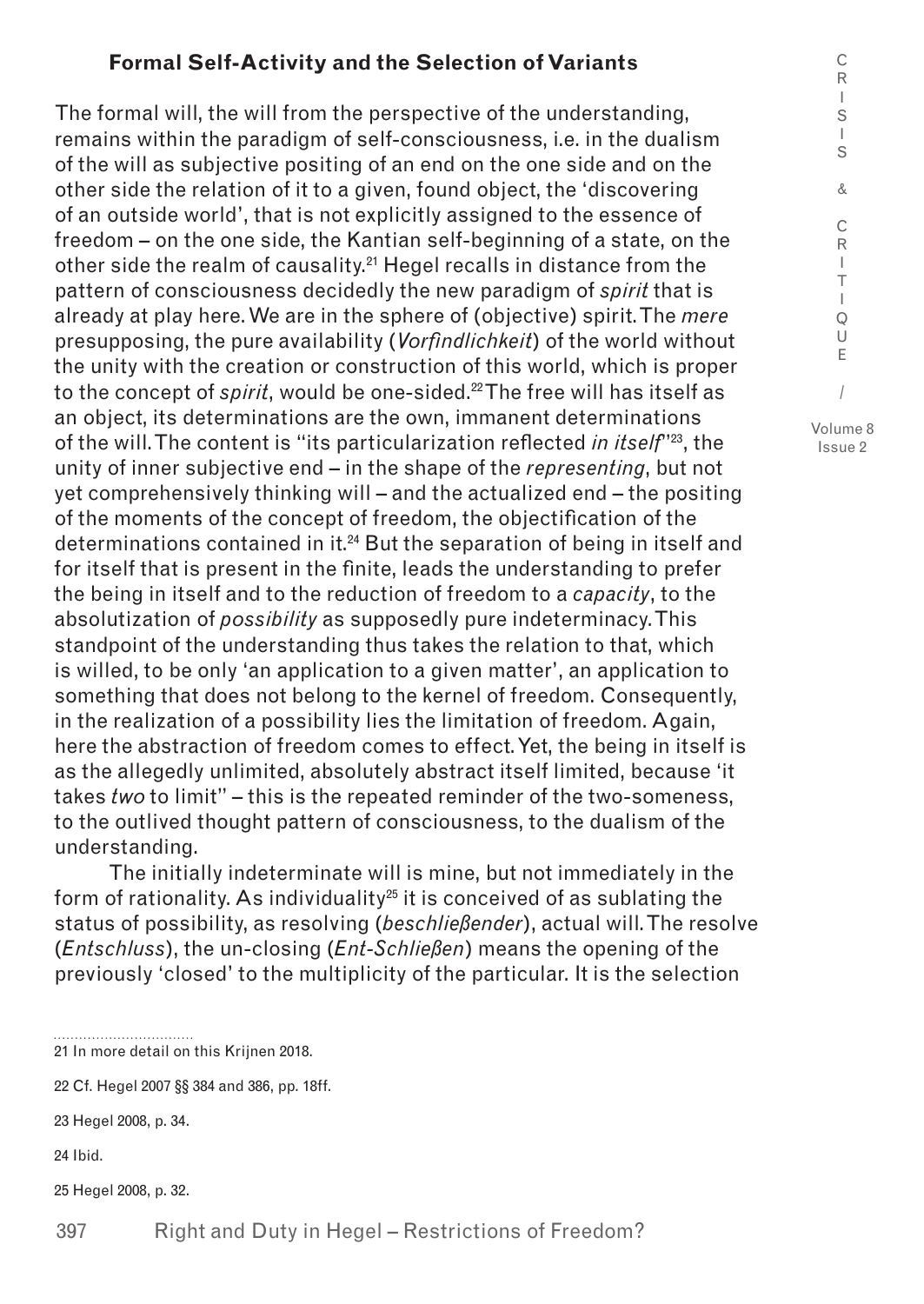## Formal Self-Activity and the Selection of Variants

The formal will, the will from the perspective of the understanding, remains within the paradigm of self-consciousness, i.e. in the dualism of the will as subjective positing of an end on the one side and on the other side the relation of it to a given, found object, the 'discovering of an outside world', that is not explicitly assigned to the essence of freedom – on the one side, the Kantian self-beginning of a state, on the other side the realm of causality.[21] Hegel recalls in distance from the pattern of consciousness decidedly the new paradigm of *spirit* that is already at play here. We are in the sphere of (objective) spirit. The *mere* presupposing, the pure availability (*Vorfindlichkeit*) of the world without the unity with the creation or construction of this world, which is proper to the concept of *spirit*, would be one-sided.[22] The free will has itself as an object, its determinations are the own, immanent determinations of the will. The content is "its particularization reflected *in itself*"[23], the unity of inner subjective end – in the shape of the *representing*, but not yet comprehensively thinking will – and the actualized end – the positing of the moments of the concept of freedom, the objectification of the determinations contained in it.[24] But the separation of being in itself and for itself that is present in the finite, leads the understanding to prefer the being in itself and to the reduction of freedom to a *capacity*, to the absolutization of *possibility* as supposedly pure indeterminacy. This standpoint of the understanding thus takes the relation to that, which is willed, to be only 'an application to a given matter', an application to something that does not belong to the kernel of freedom. Consequently, in the realization of a possibility lies the limitation of freedom. Again, here the abstraction of freedom comes to effect. Yet, the being in itself is as the allegedly unlimited, absolutely abstract itself limited, because 'it takes *two* to limit" – this is the repeated reminder of the two-someness, to the outlived thought pattern of consciousness, to the dualism of the understanding.

The initially indeterminate will is mine, but not immediately in the form of rationality. As individuality[25] it is conceived of as sublating the status of possibility, as resolving (*beschließender*), actual will. The resolve (*Entschluss*), the un-closing (*Ent-Schließen*) means the opening of the previously 'closed' to the multiplicity of the particular. It is the selection

---

21 In more detail on this Krijnen 2018.

22 Cf. Hegel 2007 §§ 384 and 386, pp. 18ff.

23 Hegel 2008, p. 34.

24 Ibid.

25 Hegel 2008, p. 32.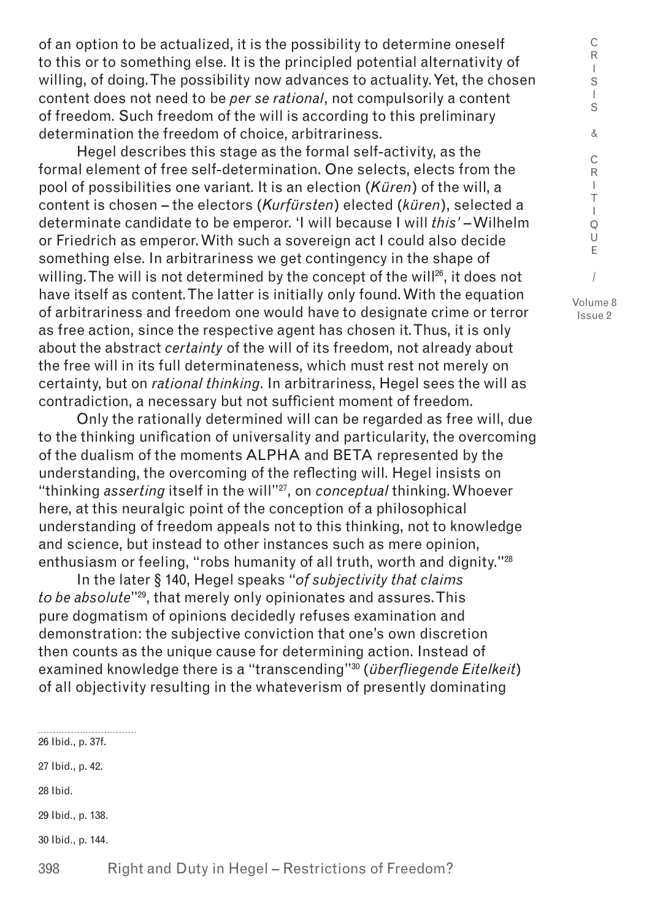of an option to be actualized, it is the possibility to determine oneself to this or to something else. It is the principled potential alternativity of willing, of doing. The possibility now advances to actuality. Yet, the chosen content does not need to be *per se rational*, not compulsorily a content of freedom. Such freedom of the will is according to this preliminary determination the freedom of choice, arbitrariness.

Hegel describes this stage as the formal self-activity, as the formal element of free self-determination. One selects, elects from the pool of possibilities one variant. It is an election (*Küren*) of the will, a content is chosen – the electors (*Kurfürsten*) elected (*küren*), selected a determinate candidate to be emperor. 'I will because I will *this*' – Wilhelm or Friedrich as emperor. With such a sovereign act I could also decide something else. In arbitrariness we get contingency in the shape of willing. The will is not determined by the concept of the will[26], it does not have itself as content. The latter is initially only found. With the equation of arbitrariness and freedom one would have to designate crime or terror as free action, since the respective agent has chosen it. Thus, it is only about the abstract *certainty* of the will of its freedom, not already about the free will in its full determinateness, which must rest not merely on certainty, but on *rational thinking*. In arbitrariness, Hegel sees the will as contradiction, a necessary but not sufficient moment of freedom.

Only the rationally determined will can be regarded as free will, due to the thinking unification of universality and particularity, the overcoming of the dualism of the moments ALPHA and BETA represented by the understanding, the overcoming of the reflecting will. Hegel insists on "thinking *asserting* itself in the will"[27], on *conceptual* thinking. Whoever here, at this neuralgic point of the conception of a philosophical understanding of freedom appeals not to this thinking, not to knowledge and science, but instead to other instances such as mere opinion, enthusiasm or feeling, "robs humanity of all truth, worth and dignity."[28]

In the later § 140, Hegel speaks "*of subjectivity that claims to be absolute*"[29], that merely only opinionates and assures. This pure dogmatism of opinions decidedly refuses examination and demonstration: the subjective conviction that one's own discretion then counts as the unique cause for determining action. Instead of examined knowledge there is a "transcending"[30] (*überfliegende Eitelkeit*) of all objectivity resulting in the whateverism of presently dominating

26 Ibid., p. 37f.

27 Ibid., p. 42.

28 Ibid.

29 Ibid., p. 138.

30 Ibid., p. 144.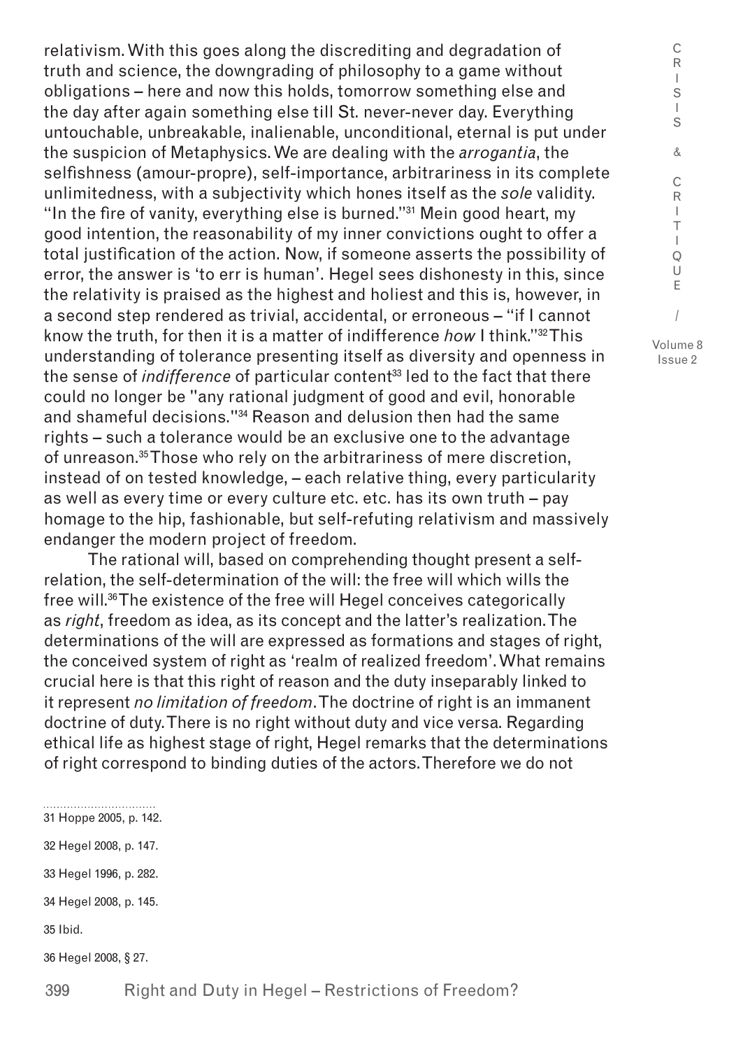relativism. With this goes along the discrediting and degradation of truth and science, the downgrading of philosophy to a game without obligations – here and now this holds, tomorrow something else and the day after again something else till St. never-never day. Everything untouchable, unbreakable, inalienable, unconditional, eternal is put under the suspicion of Metaphysics. We are dealing with the *arrogantia*, the selfishness (amour-propre), self-importance, arbitrariness in its complete unlimitedness, with a subjectivity which hones itself as the *sole* validity. "In the fire of vanity, everything else is burned."[31] Mein good heart, my good intention, the reasonability of my inner convictions ought to offer a total justification of the action. Now, if someone asserts the possibility of error, the answer is 'to err is human'. Hegel sees dishonesty in this, since the relativity is praised as the highest and holiest and this is, however, in a second step rendered as trivial, accidental, or erroneous – "if I cannot know the truth, for then it is a matter of indifference *how* I think."[32] This understanding of tolerance presenting itself as diversity and openness in the sense of *indifference* of particular content[33] led to the fact that there could no longer be "any rational judgment of good and evil, honorable and shameful decisions."[34] Reason and delusion then had the same rights – such a tolerance would be an exclusive one to the advantage of unreason.[35] Those who rely on the arbitrariness of mere discretion, instead of on tested knowledge, – each relative thing, every particularity as well as every time or every culture etc. etc. has its own truth – pay homage to the hip, fashionable, but self-refuting relativism and massively endanger the modern project of freedom.

The rational will, based on comprehending thought present a self-relation, the self-determination of the will: the free will which wills the free will.[36] The existence of the free will Hegel conceives categorically as *right*, freedom as idea, as its concept and the latter's realization. The determinations of the will are expressed as formations and stages of right, the conceived system of right as 'realm of realized freedom'. What remains crucial here is that this right of reason and the duty inseparably linked to it represent *no limitation of freedom*. The doctrine of right is an immanent doctrine of duty. There is no right without duty and vice versa. Regarding ethical life as highest stage of right, Hegel remarks that the determinations of right correspond to binding duties of the actors. Therefore we do not

31 Hoppe 2005, p. 142.

32 Hegel 2008, p. 147.

33 Hegel 1996, p. 282.

34 Hegel 2008, p. 145.

35 Ibid.

36 Hegel 2008, § 27.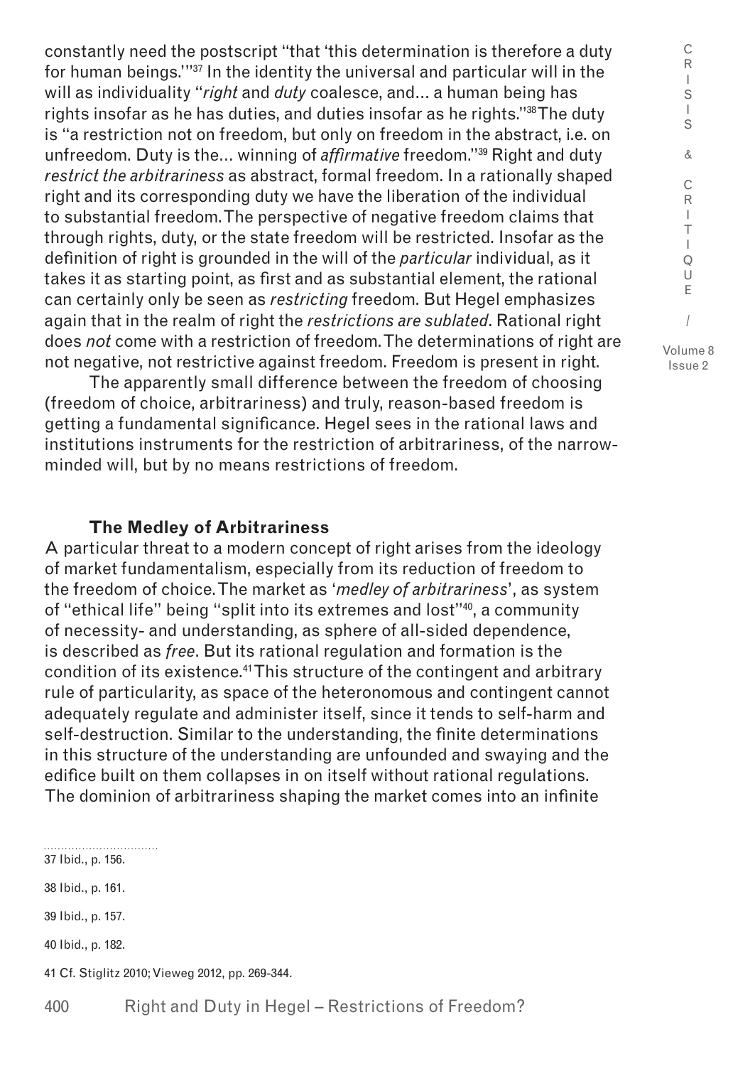constantly need the postscript "that 'this determination is therefore a duty for human beings.'"[37] In the identity the universal and particular will in the will as individuality "*right* and *duty* coalesce, and… a human being has rights insofar as he has duties, and duties insofar as he rights."[38] The duty is "a restriction not on freedom, but only on freedom in the abstract, i.e. on unfreedom. Duty is the… winning of *affirmative* freedom."[39] Right and duty *restrict the arbitrariness* as abstract, formal freedom. In a rationally shaped right and its corresponding duty we have the liberation of the individual to substantial freedom. The perspective of negative freedom claims that through rights, duty, or the state freedom will be restricted. Insofar as the definition of right is grounded in the will of the *particular* individual, as it takes it as starting point, as first and as substantial element, the rational can certainly only be seen as *restricting* freedom. But Hegel emphasizes again that in the realm of right the *restrictions are sublated*. Rational right does *not* come with a restriction of freedom. The determinations of right are not negative, not restrictive against freedom. Freedom is present in right.

The apparently small difference between the freedom of choosing (freedom of choice, arbitrariness) and truly, reason-based freedom is getting a fundamental significance. Hegel sees in the rational laws and institutions instruments for the restriction of arbitrariness, of the narrow-minded will, but by no means restrictions of freedom.

## The Medley of Arbitrariness

A particular threat to a modern concept of right arises from the ideology of market fundamentalism, especially from its reduction of freedom to the freedom of choice. The market as '*medley of arbitrariness*', as system of "ethical life" being "split into its extremes and lost"[40], a community of necessity- and understanding, as sphere of all-sided dependence, is described as *free*. But its rational regulation and formation is the condition of its existence.[41] This structure of the contingent and arbitrary rule of particularity, as space of the heteronomous and contingent cannot adequately regulate and administer itself, since it tends to self-harm and self-destruction. Similar to the understanding, the finite determinations in this structure of the understanding are unfounded and swaying and the edifice built on them collapses in on itself without rational regulations. The dominion of arbitrariness shaping the market comes into an infinite

37 Ibid., p. 156.

38 Ibid., p. 161.

39 Ibid., p. 157.

40 Ibid., p. 182.

41 Cf. Stiglitz 2010; Vieweg 2012, pp. 269-344.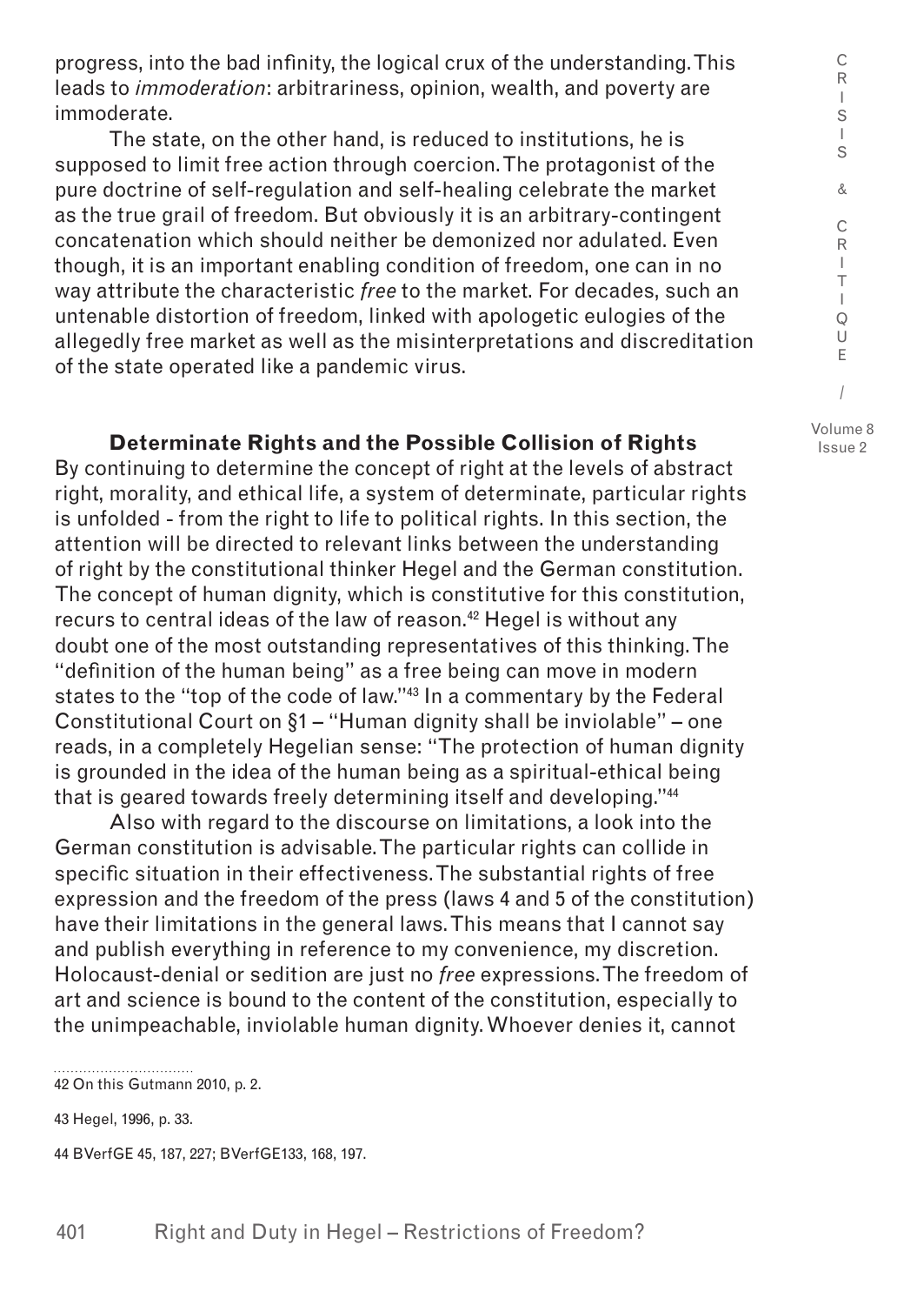progress, into the bad infinity, the logical crux of the understanding. This leads to *immoderation*: arbitrariness, opinion, wealth, and poverty are immoderate.

The state, on the other hand, is reduced to institutions, he is supposed to limit free action through coercion. The protagonist of the pure doctrine of self-regulation and self-healing celebrate the market as the true grail of freedom. But obviously it is an arbitrary-contingent concatenation which should neither be demonized nor adulated. Even though, it is an important enabling condition of freedom, one can in no way attribute the characteristic *free* to the market. For decades, such an untenable distortion of freedom, linked with apologetic eulogies of the allegedly free market as well as the misinterpretations and discreditation of the state operated like a pandemic virus.

### Determinate Rights and the Possible Collision of Rights

By continuing to determine the concept of right at the levels of abstract right, morality, and ethical life, a system of determinate, particular rights is unfolded - from the right to life to political rights. In this section, the attention will be directed to relevant links between the understanding of right by the constitutional thinker Hegel and the German constitution. The concept of human dignity, which is constitutive for this constitution, recurs to central ideas of the law of reason.[42] Hegel is without any doubt one of the most outstanding representatives of this thinking. The "definition of the human being" as a free being can move in modern states to the "top of the code of law."[43] In a commentary by the Federal Constitutional Court on §1 – "Human dignity shall be inviolable" – one reads, in a completely Hegelian sense: "The protection of human dignity is grounded in the idea of the human being as a spiritual-ethical being that is geared towards freely determining itself and developing."[44]

Also with regard to the discourse on limitations, a look into the German constitution is advisable. The particular rights can collide in specific situation in their effectiveness. The substantial rights of free expression and the freedom of the press (laws 4 and 5 of the constitution) have their limitations in the general laws. This means that I cannot say and publish everything in reference to my convenience, my discretion. Holocaust-denial or sedition are just no *free* expressions. The freedom of art and science is bound to the content of the constitution, especially to the unimpeachable, inviolable human dignity. Whoever denies it, cannot

---

42 On this Gutmann 2010, p. 2.

43 Hegel, 1996, p. 33.

44 BVerfGE 45, 187, 227; BVerfGE133, 168, 197.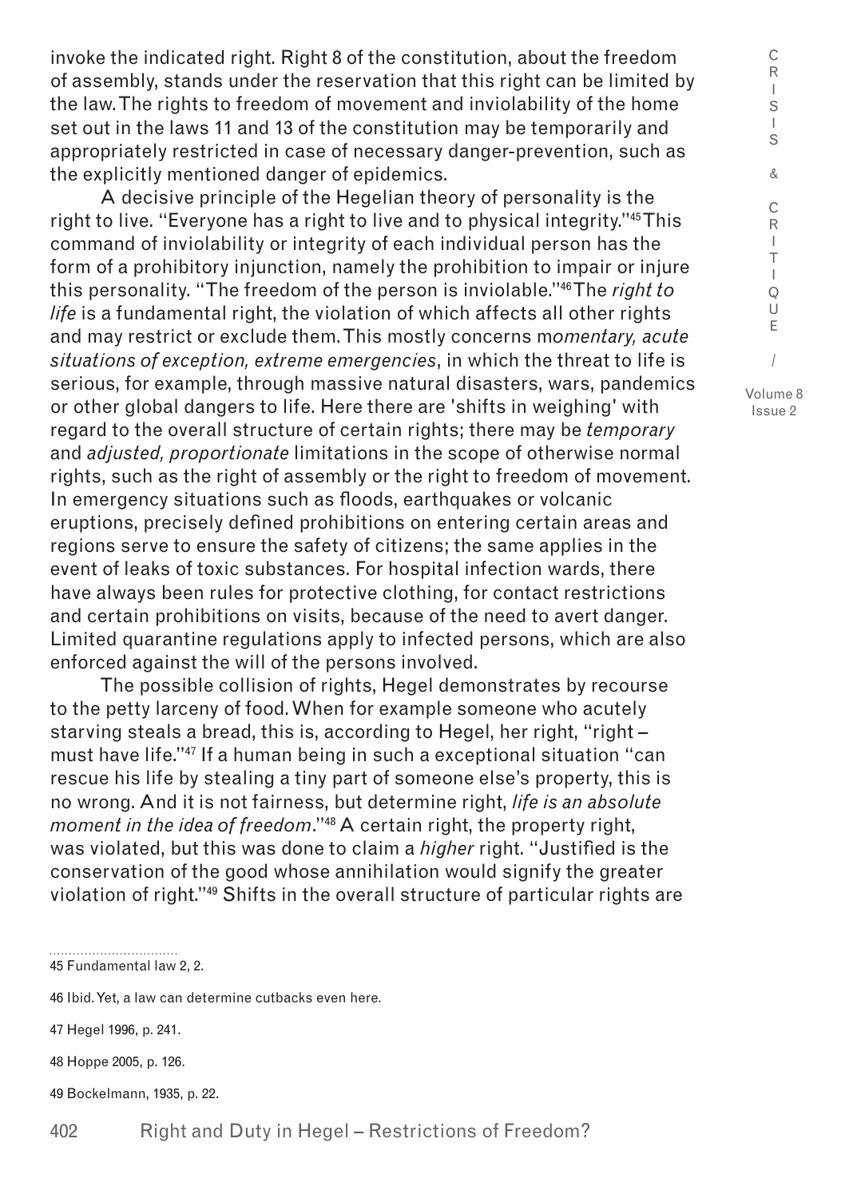invoke the indicated right. Right 8 of the constitution, about the freedom of assembly, stands under the reservation that this right can be limited by the law. The rights to freedom of movement and inviolability of the home set out in the laws 11 and 13 of the constitution may be temporarily and appropriately restricted in case of necessary danger-prevention, such as the explicitly mentioned danger of epidemics.

A decisive principle of the Hegelian theory of personality is the right to live. "Everyone has a right to live and to physical integrity."[45] This command of inviolability or integrity of each individual person has the form of a prohibitory injunction, namely the prohibition to impair or injure this personality. "The freedom of the person is inviolable."[46] The *right to life* is a fundamental right, the violation of which affects all other rights and may restrict or exclude them. This mostly concerns m*omentary, acute situations of exception, extreme emergencies*, in which the threat to life is serious, for example, through massive natural disasters, wars, pandemics or other global dangers to life. Here there are 'shifts in weighing' with regard to the overall structure of certain rights; there may be *temporary* and *adjusted, proportionate* limitations in the scope of otherwise normal rights, such as the right of assembly or the right to freedom of movement. In emergency situations such as floods, earthquakes or volcanic eruptions, precisely defined prohibitions on entering certain areas and regions serve to ensure the safety of citizens; the same applies in the event of leaks of toxic substances. For hospital infection wards, there have always been rules for protective clothing, for contact restrictions and certain prohibitions on visits, because of the need to avert danger. Limited quarantine regulations apply to infected persons, which are also enforced against the will of the persons involved.

The possible collision of rights, Hegel demonstrates by recourse to the petty larceny of food. When for example someone who acutely starving steals a bread, this is, according to Hegel, her right, "right – must have life."[47] If a human being in such a exceptional situation "can rescue his life by stealing a tiny part of someone else's property, this is no wrong. And it is not fairness, but determine right, *life is an absolute moment in the idea of freedom*."[48] A certain right, the property right, was violated, but this was done to claim a *higher* right. "Justified is the conservation of the good whose annihilation would signify the greater violation of right."[49] Shifts in the overall structure of particular rights are

45 Fundamental law 2, 2.

46 Ibid. Yet, a law can determine cutbacks even here.

47 Hegel 1996, p. 241.

48 Hoppe 2005, p. 126.

49 Bockelmann, 1935, p. 22.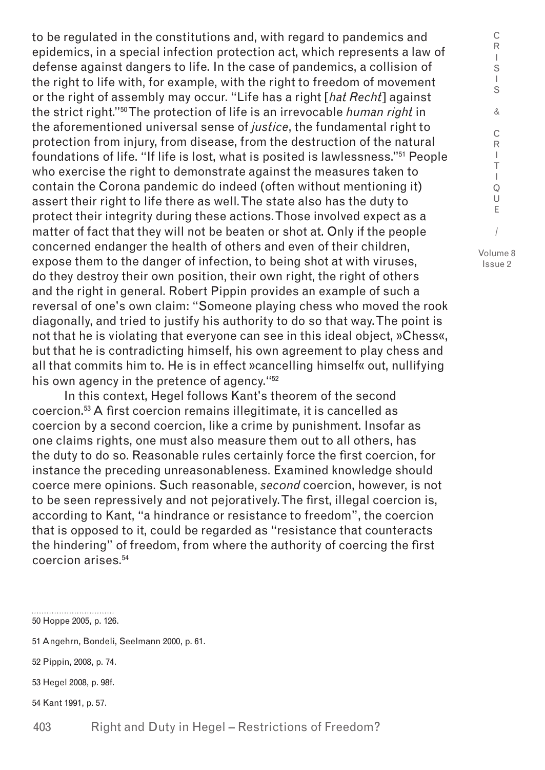to be regulated in the constitutions and, with regard to pandemics and epidemics, in a special infection protection act, which represents a law of defense against dangers to life. In the case of pandemics, a collision of the right to life with, for example, with the right to freedom of movement or the right of assembly may occur. "Life has a right [*hat Recht*] against the strict right."[50] The protection of life is an irrevocable *human right* in the aforementioned universal sense of *justice*, the fundamental right to protection from injury, from disease, from the destruction of the natural foundations of life. "If life is lost, what is posited is lawlessness."[51] People who exercise the right to demonstrate against the measures taken to contain the Corona pandemic do indeed (often without mentioning it) assert their right to life there as well. The state also has the duty to protect their integrity during these actions. Those involved expect as a matter of fact that they will not be beaten or shot at. Only if the people concerned endanger the health of others and even of their children, expose them to the danger of infection, to being shot at with viruses, do they destroy their own position, their own right, the right of others and the right in general. Robert Pippin provides an example of such a reversal of one's own claim: "Someone playing chess who moved the rook diagonally, and tried to justify his authority to do so that way. The point is not that he is violating that everyone can see in this ideal object, »Chess«, but that he is contradicting himself, his own agreement to play chess and all that commits him to. He is in effect »cancelling himself« out, nullifying his own agency in the pretence of agency."[52]

In this context, Hegel follows Kant's theorem of the second coercion.[53] A first coercion remains illegitimate, it is cancelled as coercion by a second coercion, like a crime by punishment. Insofar as one claims rights, one must also measure them out to all others, has the duty to do so. Reasonable rules certainly force the first coercion, for instance the preceding unreasonableness. Examined knowledge should coerce mere opinions. Such reasonable, *second* coercion, however, is not to be seen repressively and not pejoratively. The first, illegal coercion is, according to Kant, "a hindrance or resistance to freedom", the coercion that is opposed to it, could be regarded as "resistance that counteracts the hindering" of freedom, from where the authority of coercing the first coercion arises.[54]

---

50 Hoppe 2005, p. 126.

51 Angehrn, Bondeli, Seelmann 2000, p. 61.

52 Pippin, 2008, p. 74.

53 Hegel 2008, p. 98f.

54 Kant 1991, p. 57.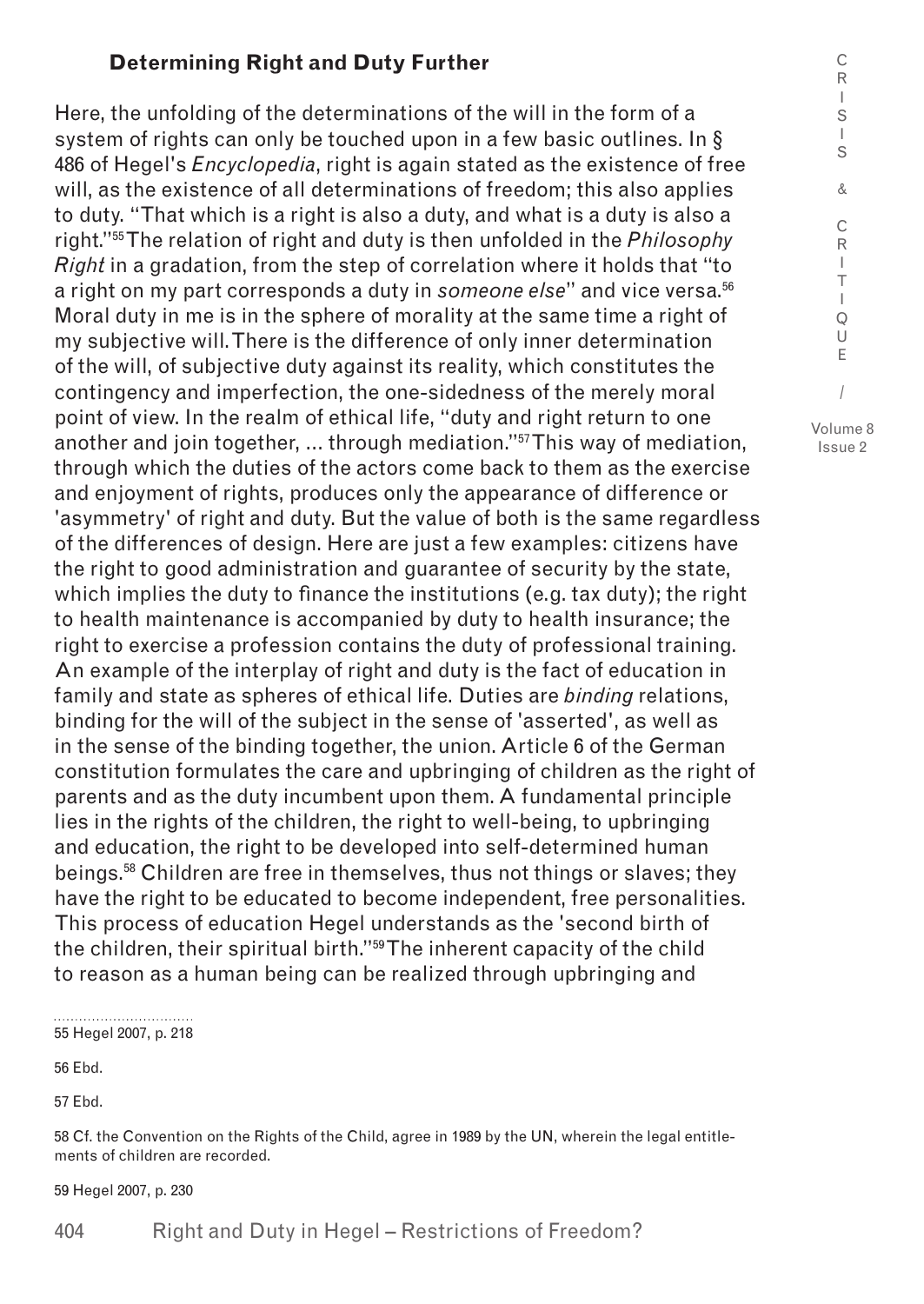### **Determining Right and Duty Further**

Here, the unfolding of the determinations of the will in the form of a system of rights can only be touched upon in a few basic outlines. In § 486 of Hegel's *Encyclopedia*, right is again stated as the existence of free will, as the existence of all determinations of freedom; this also applies to duty. "That which is a right is also a duty, and what is a duty is also a right."[55] The relation of right and duty is then unfolded in the *Philosophy Right* in a gradation, from the step of correlation where it holds that "to a right on my part corresponds a duty in *someone else*" and vice versa.[56] Moral duty in me is in the sphere of morality at the same time a right of my subjective will. There is the difference of only inner determination of the will, of subjective duty against its reality, which constitutes the contingency and imperfection, the one-sidedness of the merely moral point of view. In the realm of ethical life, "duty and right return to one another and join together, ... through mediation."[57] This way of mediation, through which the duties of the actors come back to them as the exercise and enjoyment of rights, produces only the appearance of difference or 'asymmetry' of right and duty. But the value of both is the same regardless of the differences of design. Here are just a few examples: citizens have the right to good administration and guarantee of security by the state, which implies the duty to finance the institutions (e.g. tax duty); the right to health maintenance is accompanied by duty to health insurance; the right to exercise a profession contains the duty of professional training. An example of the interplay of right and duty is the fact of education in family and state as spheres of ethical life. Duties are *binding* relations, binding for the will of the subject in the sense of 'asserted', as well as in the sense of the binding together, the union. Article 6 of the German constitution formulates the care and upbringing of children as the right of parents and as the duty incumbent upon them. A fundamental principle lies in the rights of the children, the right to well-being, to upbringing and education, the right to be developed into self-determined human beings.[58] Children are free in themselves, thus not things or slaves; they have the right to be educated to become independent, free personalities. This process of education Hegel understands as the 'second birth of the children, their spiritual birth."[59] The inherent capacity of the child to reason as a human being can be realized through upbringing and

---

55 Hegel 2007, p. 218

56 Ebd.

57 Ebd.

58 Cf. the Convention on the Rights of the Child, agree in 1989 by the UN, wherein the legal entitlements of children are recorded.

59 Hegel 2007, p. 230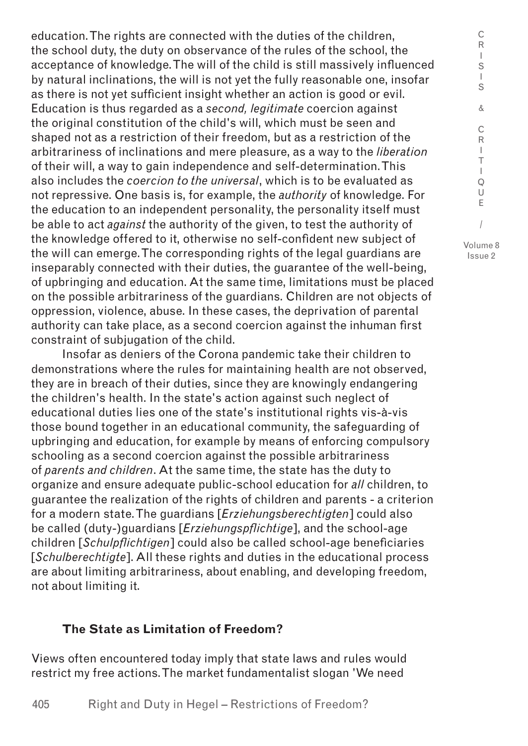education. The rights are connected with the duties of the children, the school duty, the duty on observance of the rules of the school, the acceptance of knowledge. The will of the child is still massively influenced by natural inclinations, the will is not yet the fully reasonable one, insofar as there is not yet sufficient insight whether an action is good or evil. Education is thus regarded as a *second, legitimate* coercion against the original constitution of the child's will, which must be seen and shaped not as a restriction of their freedom, but as a restriction of the arbitrariness of inclinations and mere pleasure, as a way to the *liberation* of their will, a way to gain independence and self-determination. This also includes the *coercion to the universal*, which is to be evaluated as not repressive. One basis is, for example, the *authority* of knowledge. For the education to an independent personality, the personality itself must be able to act *against* the authority of the given, to test the authority of the knowledge offered to it, otherwise no self-confident new subject of the will can emerge. The corresponding rights of the legal guardians are inseparably connected with their duties, the guarantee of the well-being, of upbringing and education. At the same time, limitations must be placed on the possible arbitrariness of the guardians. Children are not objects of oppression, violence, abuse. In these cases, the deprivation of parental authority can take place, as a second coercion against the inhuman first constraint of subjugation of the child.

Insofar as deniers of the Corona pandemic take their children to demonstrations where the rules for maintaining health are not observed, they are in breach of their duties, since they are knowingly endangering the children's health. In the state's action against such neglect of educational duties lies one of the state's institutional rights vis-à-vis those bound together in an educational community, the safeguarding of upbringing and education, for example by means of enforcing compulsory schooling as a second coercion against the possible arbitrariness of *parents and children*. At the same time, the state has the duty to organize and ensure adequate public-school education for *all* children, to guarantee the realization of the rights of children and parents - a criterion for a modern state. The guardians [*Erziehungsberechtigten*] could also be called (duty-)guardians [*Erziehungspflichtige*], and the school-age children [*Schulpflichtigen*] could also be called school-age beneficiaries [*Schulberechtigte*]. All these rights and duties in the educational process are about limiting arbitrariness, about enabling, and developing freedom, not about limiting it.

## The State as Limitation of Freedom?

Views often encountered today imply that state laws and rules would restrict my free actions. The market fundamentalist slogan 'We need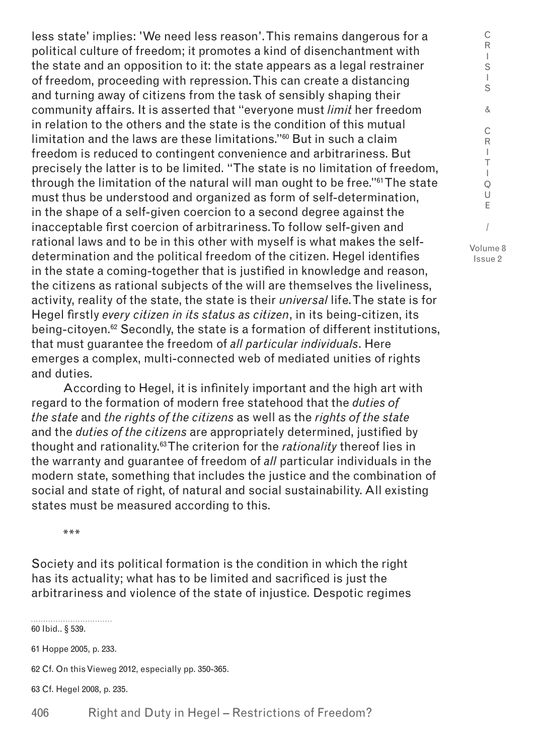less state' implies: 'We need less reason'. This remains dangerous for a political culture of freedom; it promotes a kind of disenchantment with the state and an opposition to it: the state appears as a legal restrainer of freedom, proceeding with repression. This can create a distancing and turning away of citizens from the task of sensibly shaping their community affairs. It is asserted that "everyone must *limit* her freedom in relation to the others and the state is the condition of this mutual limitation and the laws are these limitations."[60] But in such a claim freedom is reduced to contingent convenience and arbitrariness. But precisely the latter is to be limited. "The state is no limitation of freedom, through the limitation of the natural will man ought to be free."[61] The state must thus be understood and organized as form of self-determination, in the shape of a self-given coercion to a second degree against the inacceptable first coercion of arbitrariness. To follow self-given and rational laws and to be in this other with myself is what makes the self-determination and the political freedom of the citizen. Hegel identifies in the state a coming-together that is justified in knowledge and reason, the citizens as rational subjects of the will are themselves the liveliness, activity, reality of the state, the state is their *universal* life. The state is for Hegel firstly *every citizen in its status as citizen*, in its being-citizen, its being-citoyen.[62] Secondly, the state is a formation of different institutions, that must guarantee the freedom of *all particular individuals*. Here emerges a complex, multi-connected web of mediated unities of rights and duties.

According to Hegel, it is infinitely important and the high art with regard to the formation of modern free statehood that the *duties of the state* and *the rights of the citizens* as well as the *rights of the state* and the *duties of the citizens* are appropriately determined, justified by thought and rationality.[63] The criterion for the *rationality* thereof lies in the warranty and guarantee of freedom of *all* particular individuals in the modern state, something that includes the justice and the combination of social and state of right, of natural and social sustainability. All existing states must be measured according to this.

***

Society and its political formation is the condition in which the right has its actuality; what has to be limited and sacrificed is just the arbitrariness and violence of the state of injustice. Despotic regimes

60 Ibid.. § 539.

61 Hoppe 2005, p. 233.

62 Cf. On this Vieweg 2012, especially pp. 350-365.

63 Cf. Hegel 2008, p. 235.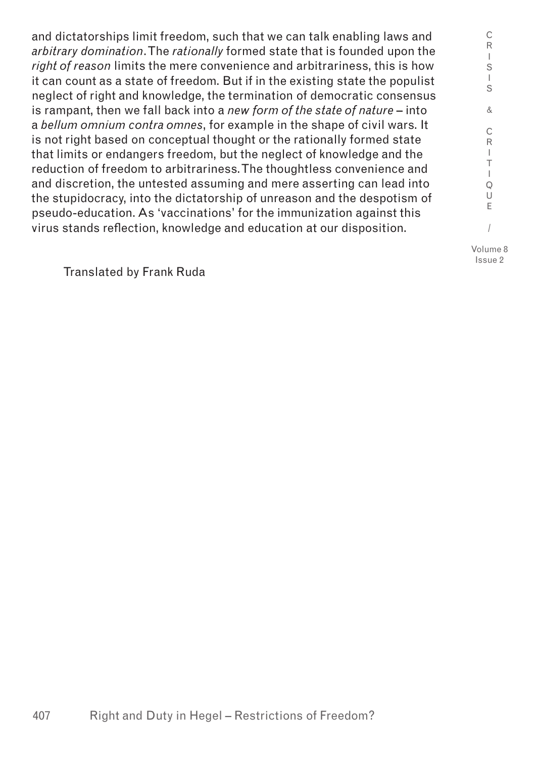and dictatorships limit freedom, such that we can talk enabling laws and *arbitrary domination*. The *rationally* formed state that is founded upon the *right of reason* limits the mere convenience and arbitrariness, this is how it can count as a state of freedom. But if in the existing state the populist neglect of right and knowledge, the termination of democratic consensus is rampant, then we fall back into a *new form of the state of nature* – into a *bellum omnium contra omnes*, for example in the shape of civil wars. It is not right based on conceptual thought or the rationally formed state that limits or endangers freedom, but the neglect of knowledge and the reduction of freedom to arbitrariness. The thoughtless convenience and and discretion, the untested assuming and mere asserting can lead into the stupidocracy, into the dictatorship of unreason and the despotism of pseudo-education. As 'vaccinations' for the immunization against this virus stands reflection, knowledge and education at our disposition.

Translated by Frank Ruda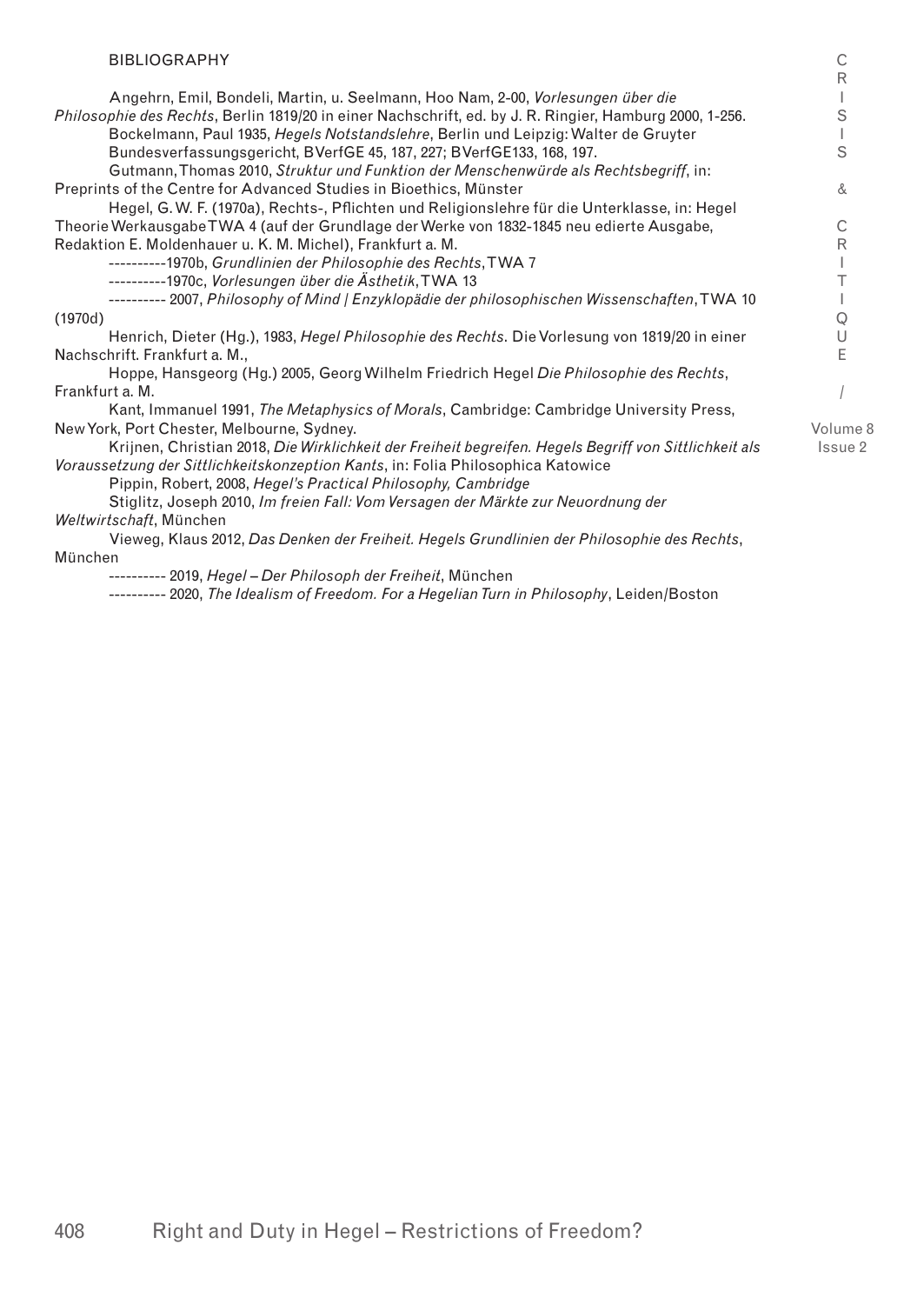BIBLIOGRAPHY

Angehrn, Emil, Bondeli, Martin, u. Seelmann, Hoo Nam, 2-00, *Vorlesungen über die Philosophie des Rechts*, Berlin 1819/20 in einer Nachschrift, ed. by J. R. Ringier, Hamburg 2000, 1-256.

Bockelmann, Paul 1935, *Hegels Notstandslehre*, Berlin und Leipzig: Walter de Gruyter

Bundesverfassungsgericht, BVerfGE 45, 187, 227; BVerfGE133, 168, 197.

Gutmann, Thomas 2010, *Struktur und Funktion der Menschenwürde als Rechtsbegriff*, in: Preprints of the Centre for Advanced Studies in Bioethics, Münster

Hegel, G. W. F. (1970a), Rechts-, Pflichten und Religionslehre für die Unterklasse, in: Hegel Theorie Werkausgabe TWA 4 (auf der Grundlage der Werke von 1832-1845 neu edierte Ausgabe, Redaktion E. Moldenhauer u. K. M. Michel), Frankfurt a. M.

----------1970b, *Grundlinien der Philosophie des Rechts*, TWA 7

----------1970c, *Vorlesungen über die Ästhetik*, TWA 13

---------- 2007, *Philosophy of Mind / Enzyklopädie der philosophischen Wissenschaften*, TWA 10 (1970d)

Henrich, Dieter (Hg.), 1983, *Hegel Philosophie des Rechts*. Die Vorlesung von 1819/20 in einer Nachschrift. Frankfurt a. M.,

Hoppe, Hansgeorg (Hg.) 2005, Georg Wilhelm Friedrich Hegel *Die Philosophie des Rechts*, Frankfurt a. M.

Kant, Immanuel 1991, *The Metaphysics of Morals*, Cambridge: Cambridge University Press, New York, Port Chester, Melbourne, Sydney.

Krijnen, Christian 2018, *Die Wirklichkeit der Freiheit begreifen. Hegels Begriff von Sittlichkeit als Voraussetzung der Sittlichkeitskonzeption Kants*, in: Folia Philosophica Katowice

Pippin, Robert, 2008, *Hegel's Practical Philosophy, Cambridge*

Stiglitz, Joseph 2010, *Im freien Fall: Vom Versagen der Märkte zur Neuordnung der Weltwirtschaft*, München

Vieweg, Klaus 2012, *Das Denken der Freiheit. Hegels Grundlinien der Philosophie des Rechts*, München

---------- 2019, *Hegel – Der Philosoph der Freiheit*, München

---------- 2020, *The Idealism of Freedom. For a Hegelian Turn in Philosophy*, Leiden/Boston